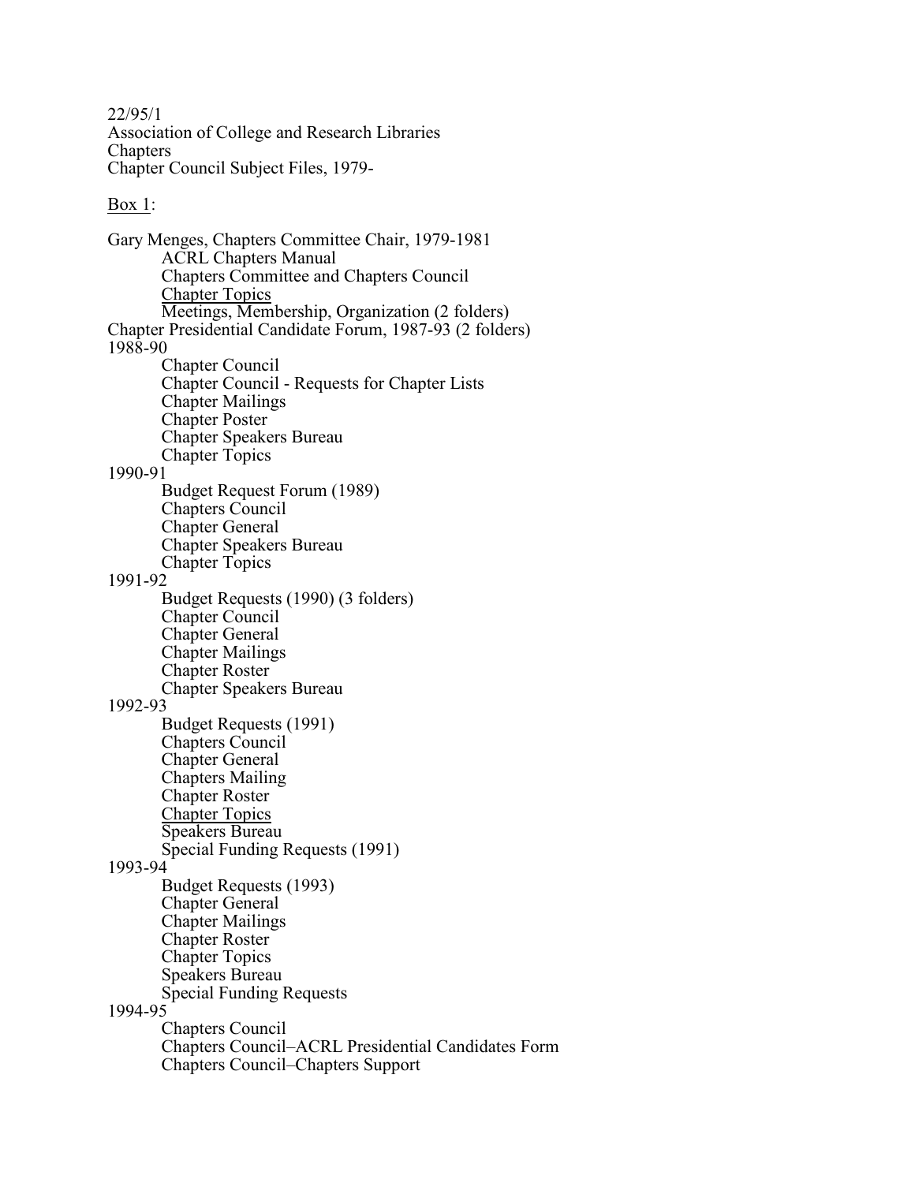22/95/1
Association of College and Research Libraries
Chapters
Chapter Council Subject Files, 1979-

<u>Box 1</u>:

Gary Menges, Chapters Committee Chair, 1979-1981
- ACRL Chapters Manual
- Chapters Committee and Chapters Council
- <u>Chapter Topics</u>
- Meetings, Membership, Organization (2 folders)

Chapter Presidential Candidate Forum, 1987-93 (2 folders)

1988-90
- Chapter Council
- Chapter Council - Requests for Chapter Lists
- Chapter Mailings
- Chapter Poster
- Chapter Speakers Bureau
- Chapter Topics

1990-91
- Budget Request Forum (1989)
- Chapters Council
- Chapter General
- Chapter Speakers Bureau
- Chapter Topics

1991-92
- Budget Requests (1990) (3 folders)
- Chapter Council
- Chapter General
- Chapter Mailings
- Chapter Roster
- Chapter Speakers Bureau

1992-93
- Budget Requests (1991)
- Chapters Council
- Chapter General
- Chapters Mailing
- Chapter Roster
- <u>Chapter Topics</u>
- Speakers Bureau
- Special Funding Requests (1991)

1993-94
- Budget Requests (1993)
- Chapter General
- Chapter Mailings
- Chapter Roster
- Chapter Topics
- Speakers Bureau
- Special Funding Requests

1994-95
- Chapters Council
- Chapters Council–ACRL Presidential Candidates Form
- Chapters Council–Chapters Support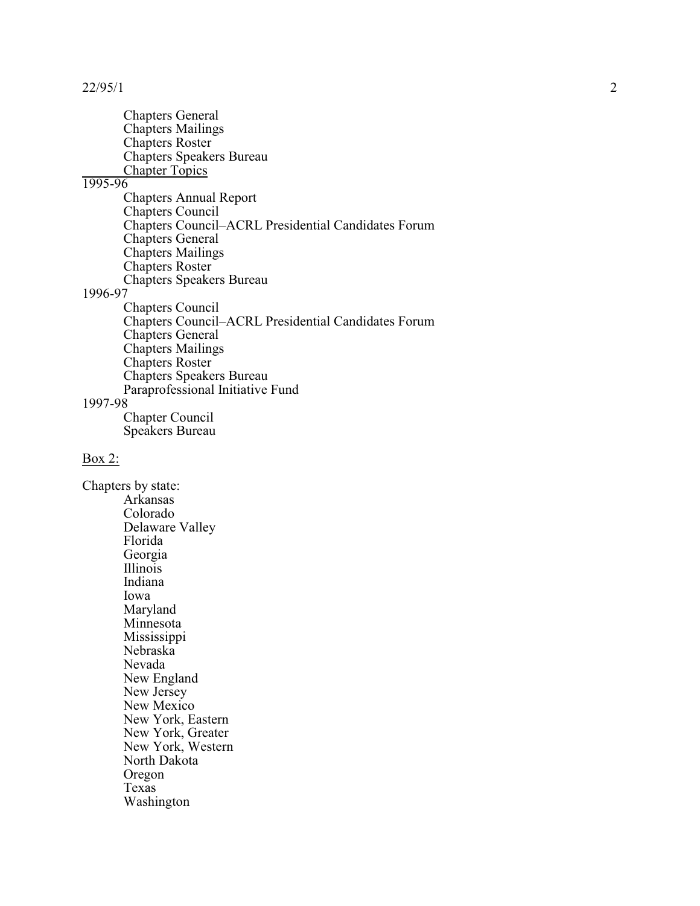Chapters General
Chapters Mailings
Chapters Roster
Chapters Speakers Bureau
Chapter Topics

1995-96

- Chapters Annual Report
- Chapters Council
- Chapters Council–ACRL Presidential Candidates Forum
- Chapters General
- Chapters Mailings
- Chapters Roster
- Chapters Speakers Bureau

1996-97

- Chapters Council
- Chapters Council–ACRL Presidential Candidates Forum
- Chapters General
- Chapters Mailings
- Chapters Roster
- Chapters Speakers Bureau
- Paraprofessional Initiative Fund

1997-98

- Chapter Council
- Speakers Bureau

Box 2:

Chapters by state:

- Arkansas
- Colorado
- Delaware Valley
- Florida
- Georgia
- Illinois
- Indiana
- Iowa
- Maryland
- Minnesota
- Mississippi
- Nebraska
- Nevada
- New England
- New Jersey
- New Mexico
- New York, Eastern
- New York, Greater
- New York, Western
- North Dakota
- Oregon
- Texas
- Washington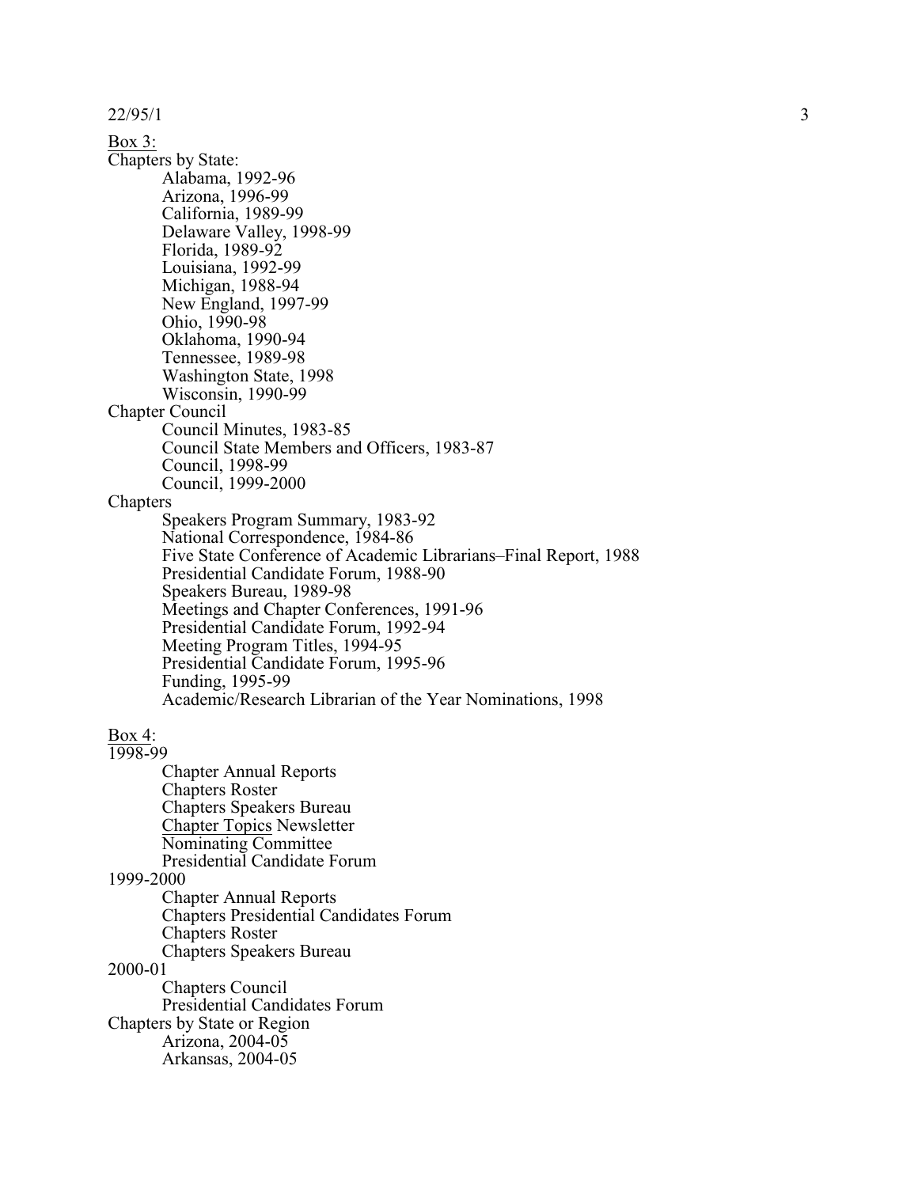Box 3:

Chapters by State:

- Alabama, 1992-96
- Arizona, 1996-99
- California, 1989-99
- Delaware Valley, 1998-99
- Florida, 1989-92
- Louisiana, 1992-99
- Michigan, 1988-94
- New England, 1997-99
- Ohio, 1990-98
- Oklahoma, 1990-94
- Tennessee, 1989-98
- Washington State, 1998
- Wisconsin, 1990-99

Chapter Council

- Council Minutes, 1983-85
- Council State Members and Officers, 1983-87
- Council, 1998-99
- Council, 1999-2000

Chapters

- Speakers Program Summary, 1983-92
- National Correspondence, 1984-86
- Five State Conference of Academic Librarians–Final Report, 1988
- Presidential Candidate Forum, 1988-90
- Speakers Bureau, 1989-98
- Meetings and Chapter Conferences, 1991-96
- Presidential Candidate Forum, 1992-94
- Meeting Program Titles, 1994-95
- Presidential Candidate Forum, 1995-96
- Funding, 1995-99
- Academic/Research Librarian of the Year Nominations, 1998

Box 4:

1998-99

- Chapter Annual Reports
- Chapters Roster
- Chapters Speakers Bureau
- Chapter Topics Newsletter
- Nominating Committee
- Presidential Candidate Forum

1999-2000

- Chapter Annual Reports
- Chapters Presidential Candidates Forum
- Chapters Roster
- Chapters Speakers Bureau

2000-01

- Chapters Council
- Presidential Candidates Forum

Chapters by State or Region

- Arizona, 2004-05
- Arkansas, 2004-05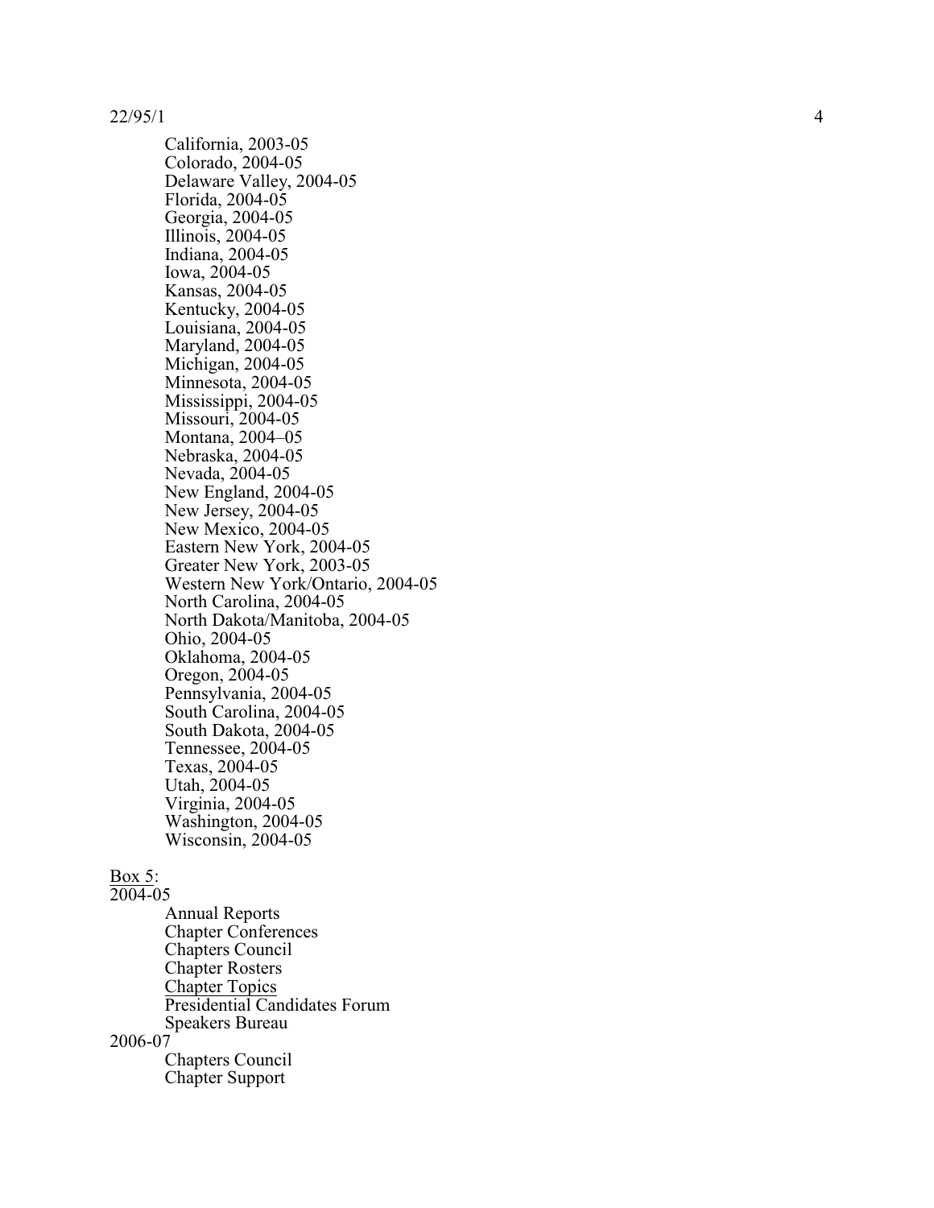California, 2003-05
Colorado, 2004-05
Delaware Valley, 2004-05
Florida, 2004-05
Georgia, 2004-05
Illinois, 2004-05
Indiana, 2004-05
Iowa, 2004-05
Kansas, 2004-05
Kentucky, 2004-05
Louisiana, 2004-05
Maryland, 2004-05
Michigan, 2004-05
Minnesota, 2004-05
Mississippi, 2004-05
Missouri, 2004-05
Montana, 2004–05
Nebraska, 2004-05
Nevada, 2004-05
New England, 2004-05
New Jersey, 2004-05
New Mexico, 2004-05
Eastern New York, 2004-05
Greater New York, 2003-05
Western New York/Ontario, 2004-05
North Carolina, 2004-05
North Dakota/Manitoba, 2004-05
Ohio, 2004-05
Oklahoma, 2004-05
Oregon, 2004-05
Pennsylvania, 2004-05
South Carolina, 2004-05
South Dakota, 2004-05
Tennessee, 2004-05
Texas, 2004-05
Utah, 2004-05
Virginia, 2004-05
Washington, 2004-05
Wisconsin, 2004-05

Box 5:

2004-05

Annual Reports
Chapter Conferences
Chapters Council
Chapter Rosters
Chapter Topics
Presidential Candidates Forum
Speakers Bureau

2006-07

Chapters Council
Chapter Support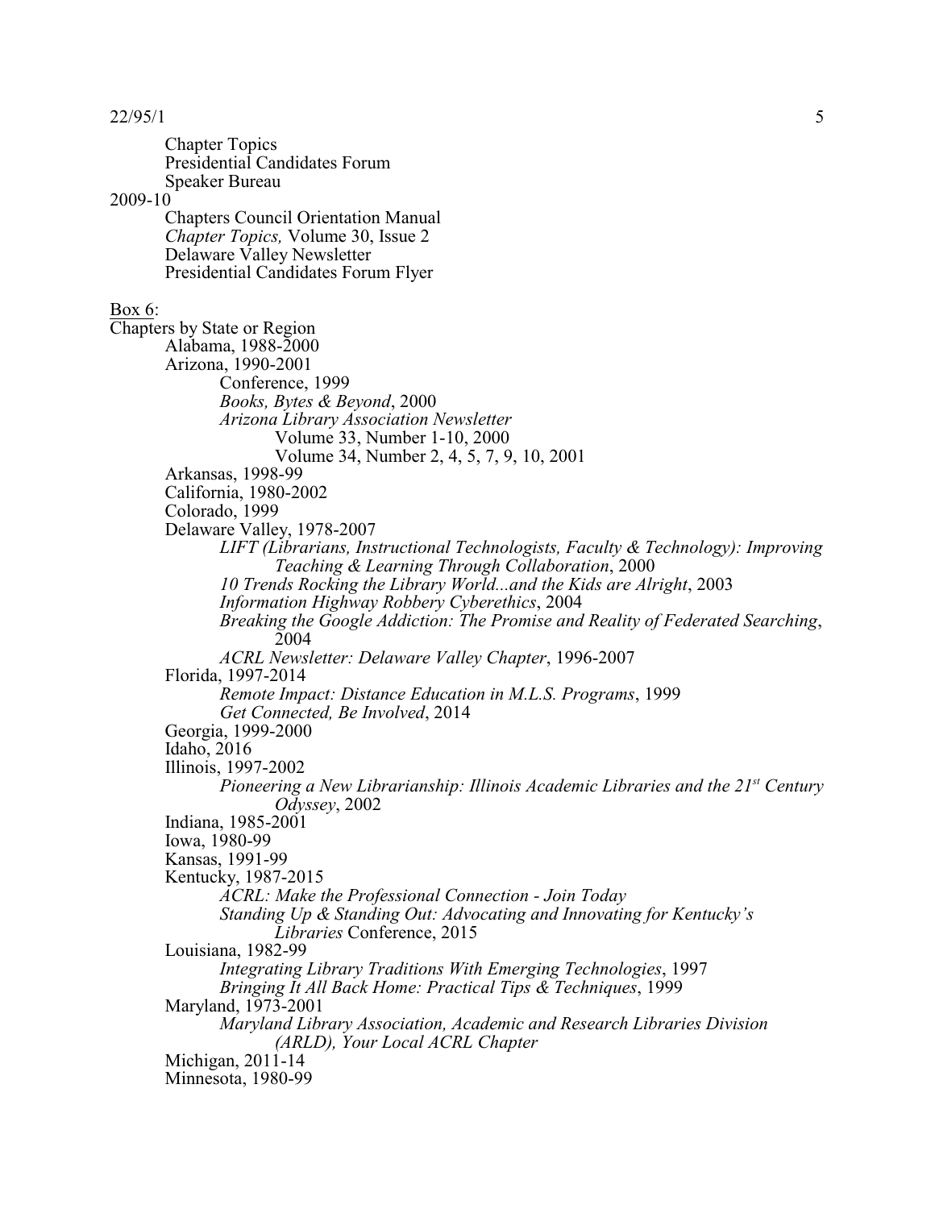Chapter Topics
Presidential Candidates Forum
Speaker Bureau

2009-10
- Chapters Council Orientation Manual
- *Chapter Topics,* Volume 30, Issue 2
- Delaware Valley Newsletter
- Presidential Candidates Forum Flyer

<u>Box 6</u>:

Chapters by State or Region
- Alabama, 1988-2000
- Arizona, 1990-2001
  - Conference, 1999
  - *Books, Bytes & Beyond*, 2000
  - *Arizona Library Association Newsletter*
    - Volume 33, Number 1-10, 2000
    - Volume 34, Number 2, 4, 5, 7, 9, 10, 2001
- Arkansas, 1998-99
- California, 1980-2002
- Colorado, 1999
- Delaware Valley, 1978-2007
  - *LIFT (Librarians, Instructional Technologists, Faculty & Technology): Improving Teaching & Learning Through Collaboration*, 2000
  - *10 Trends Rocking the Library World...and the Kids are Alright*, 2003
  - *Information Highway Robbery Cyberethics*, 2004
  - *Breaking the Google Addiction: The Promise and Reality of Federated Searching*, 2004
  - *ACRL Newsletter: Delaware Valley Chapter*, 1996-2007
- Florida, 1997-2014
  - *Remote Impact: Distance Education in M.L.S. Programs*, 1999
  - *Get Connected, Be Involved*, 2014
- Georgia, 1999-2000
- Idaho, 2016
- Illinois, 1997-2002
  - *Pioneering a New Librarianship: Illinois Academic Libraries and the 21st Century Odyssey*, 2002
- Indiana, 1985-2001
- Iowa, 1980-99
- Kansas, 1991-99
- Kentucky, 1987-2015
  - *ACRL: Make the Professional Connection - Join Today*
  - *Standing Up & Standing Out: Advocating and Innovating for Kentucky's Libraries* Conference, 2015
- Louisiana, 1982-99
  - *Integrating Library Traditions With Emerging Technologies*, 1997
  - *Bringing It All Back Home: Practical Tips & Techniques*, 1999
- Maryland, 1973-2001
  - *Maryland Library Association, Academic and Research Libraries Division (ARLD), Your Local ACRL Chapter*
- Michigan, 2011-14
- Minnesota, 1980-99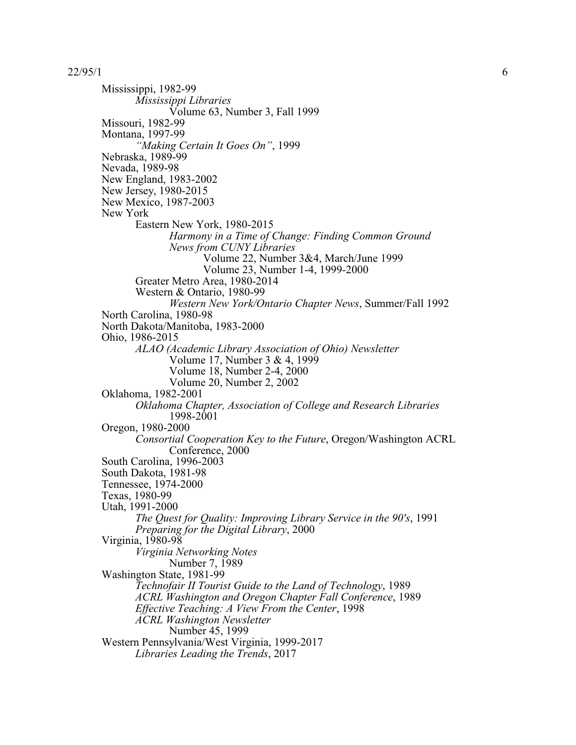- Mississippi, 1982-99
  - *Mississippi Libraries*
    - Volume 63, Number 3, Fall 1999
- Missouri, 1982-99
- Montana, 1997-99
  - *"Making Certain It Goes On"*, 1999
- Nebraska, 1989-99
- Nevada, 1989-98
- New England, 1983-2002
- New Jersey, 1980-2015
- New Mexico, 1987-2003
- New York
  - Eastern New York, 1980-2015
    - *Harmony in a Time of Change: Finding Common Ground*
    - *News from CUNY Libraries*
      - Volume 22, Number 3&4, March/June 1999
      - Volume 23, Number 1-4, 1999-2000
  - Greater Metro Area, 1980-2014
  - Western & Ontario, 1980-99
    - *Western New York/Ontario Chapter News*, Summer/Fall 1992
- North Carolina, 1980-98
- North Dakota/Manitoba, 1983-2000
- Ohio, 1986-2015
  - *ALAO (Academic Library Association of Ohio) Newsletter*
    - Volume 17, Number 3 & 4, 1999
    - Volume 18, Number 2-4, 2000
    - Volume 20, Number 2, 2002
- Oklahoma, 1982-2001
  - *Oklahoma Chapter, Association of College and Research Libraries*
    - 1998-2001
- Oregon, 1980-2000
  - *Consortial Cooperation Key to the Future*, Oregon/Washington ACRL Conference, 2000
- South Carolina, 1996-2003
- South Dakota, 1981-98
- Tennessee, 1974-2000
- Texas, 1980-99
- Utah, 1991-2000
  - *The Quest for Quality: Improving Library Service in the 90's*, 1991
  - *Preparing for the Digital Library*, 2000
- Virginia, 1980-98
  - *Virginia Networking Notes*
    - Number 7, 1989
- Washington State, 1981-99
  - *Technofair II Tourist Guide to the Land of Technology*, 1989
  - *ACRL Washington and Oregon Chapter Fall Conference*, 1989
  - *Effective Teaching: A View From the Center*, 1998
  - *ACRL Washington Newsletter*
    - Number 45, 1999
- Western Pennsylvania/West Virginia, 1999-2017
  - *Libraries Leading the Trends*, 2017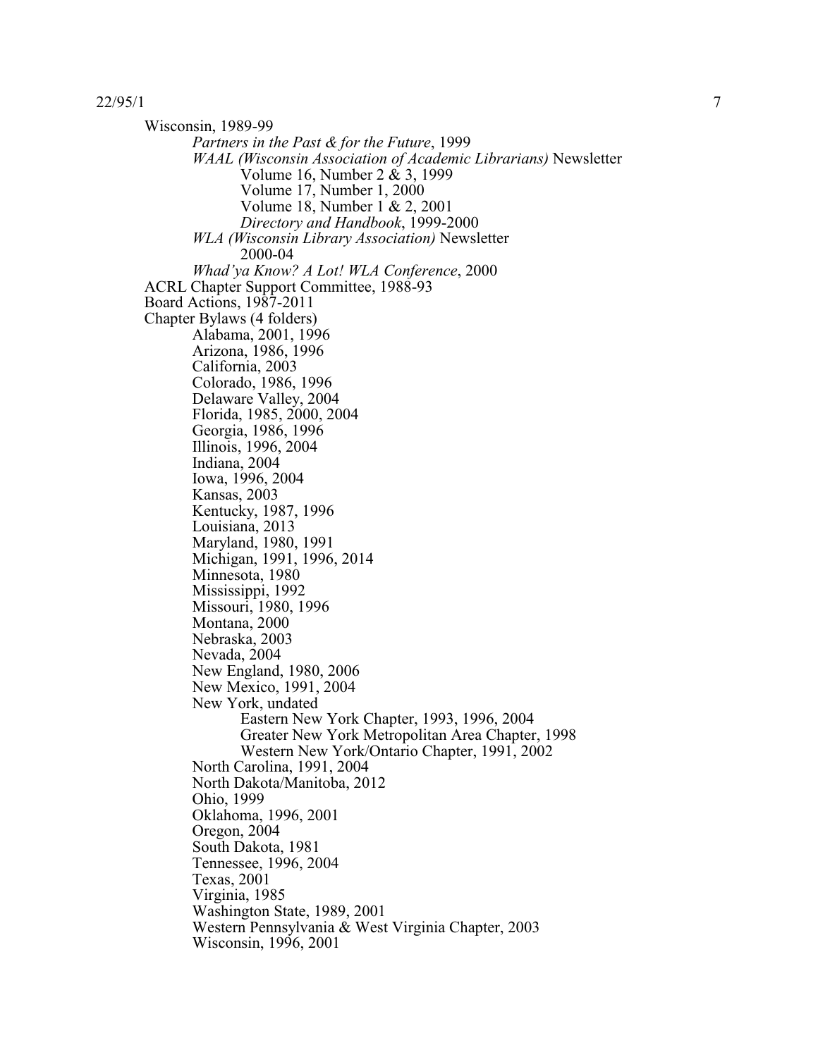Wisconsin, 1989-99
    *Partners in the Past & for the Future*, 1999
    *WAAL (Wisconsin Association of Academic Librarians)* Newsletter
        Volume 16, Number 2 & 3, 1999
        Volume 17, Number 1, 2000
        Volume 18, Number 1 & 2, 2001
        *Directory and Handbook*, 1999-2000
    *WLA (Wisconsin Library Association)* Newsletter
        2000-04
    *Whad'ya Know? A Lot! WLA Conference*, 2000
ACRL Chapter Support Committee, 1988-93
Board Actions, 1987-2011
Chapter Bylaws (4 folders)
    Alabama, 2001, 1996
    Arizona, 1986, 1996
    California, 2003
    Colorado, 1986, 1996
    Delaware Valley, 2004
    Florida, 1985, 2000, 2004
    Georgia, 1986, 1996
    Illinois, 1996, 2004
    Indiana, 2004
    Iowa, 1996, 2004
    Kansas, 2003
    Kentucky, 1987, 1996
    Louisiana, 2013
    Maryland, 1980, 1991
    Michigan, 1991, 1996, 2014
    Minnesota, 1980
    Mississippi, 1992
    Missouri, 1980, 1996
    Montana, 2000
    Nebraska, 2003
    Nevada, 2004
    New England, 1980, 2006
    New Mexico, 1991, 2004
    New York, undated
        Eastern New York Chapter, 1993, 1996, 2004
        Greater New York Metropolitan Area Chapter, 1998
        Western New York/Ontario Chapter, 1991, 2002
    North Carolina, 1991, 2004
    North Dakota/Manitoba, 2012
    Ohio, 1999
    Oklahoma, 1996, 2001
    Oregon, 2004
    South Dakota, 1981
    Tennessee, 1996, 2004
    Texas, 2001
    Virginia, 1985
    Washington State, 1989, 2001
    Western Pennsylvania & West Virginia Chapter, 2003
    Wisconsin, 1996, 2001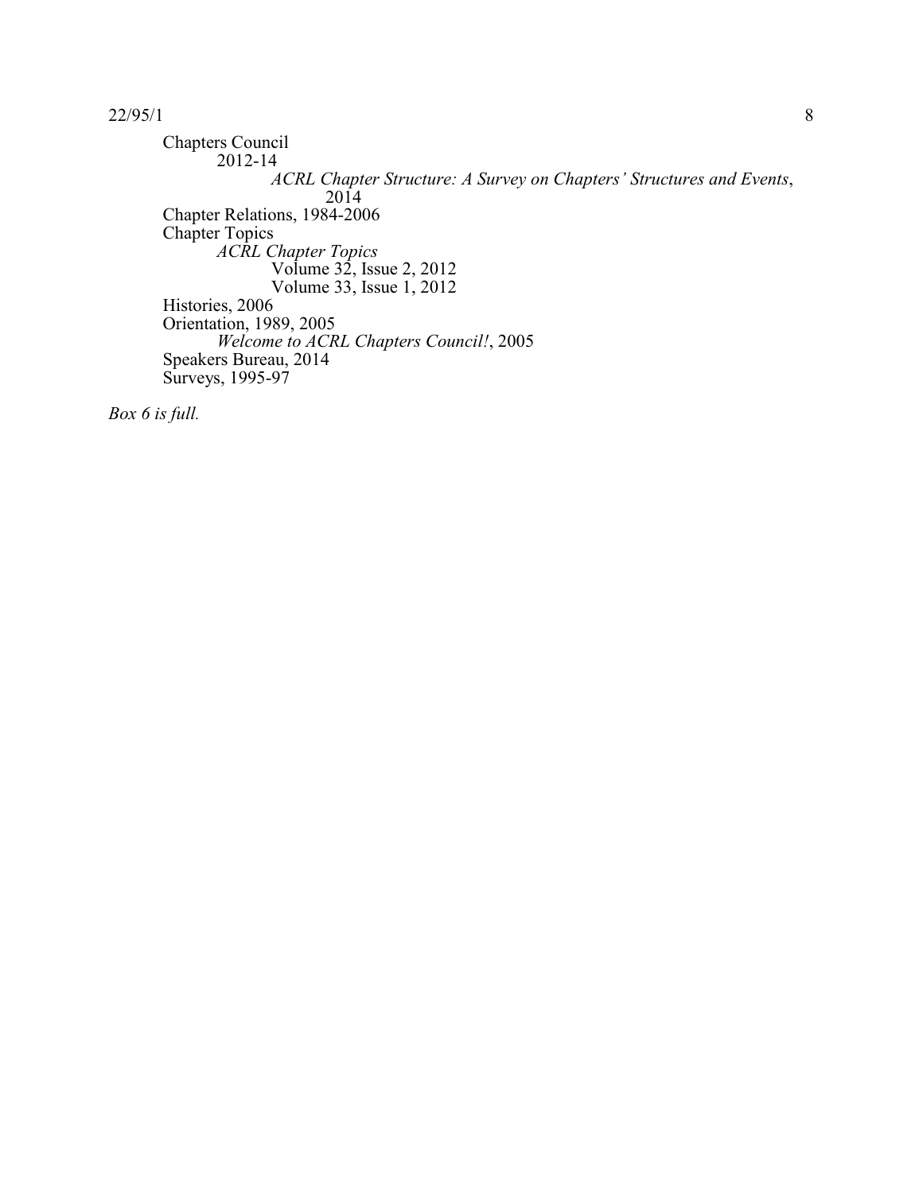Chapters Council

- 2012-14
  - *ACRL Chapter Structure: A Survey on Chapters' Structures and Events*, 2014

Chapter Relations, 1984-2006

Chapter Topics

- *ACRL Chapter Topics*
  - Volume 32, Issue 2, 2012
  - Volume 33, Issue 1, 2012

Histories, 2006

Orientation, 1989, 2005

- *Welcome to ACRL Chapters Council!*, 2005

Speakers Bureau, 2014

Surveys, 1995-97

*Box 6 is full.*